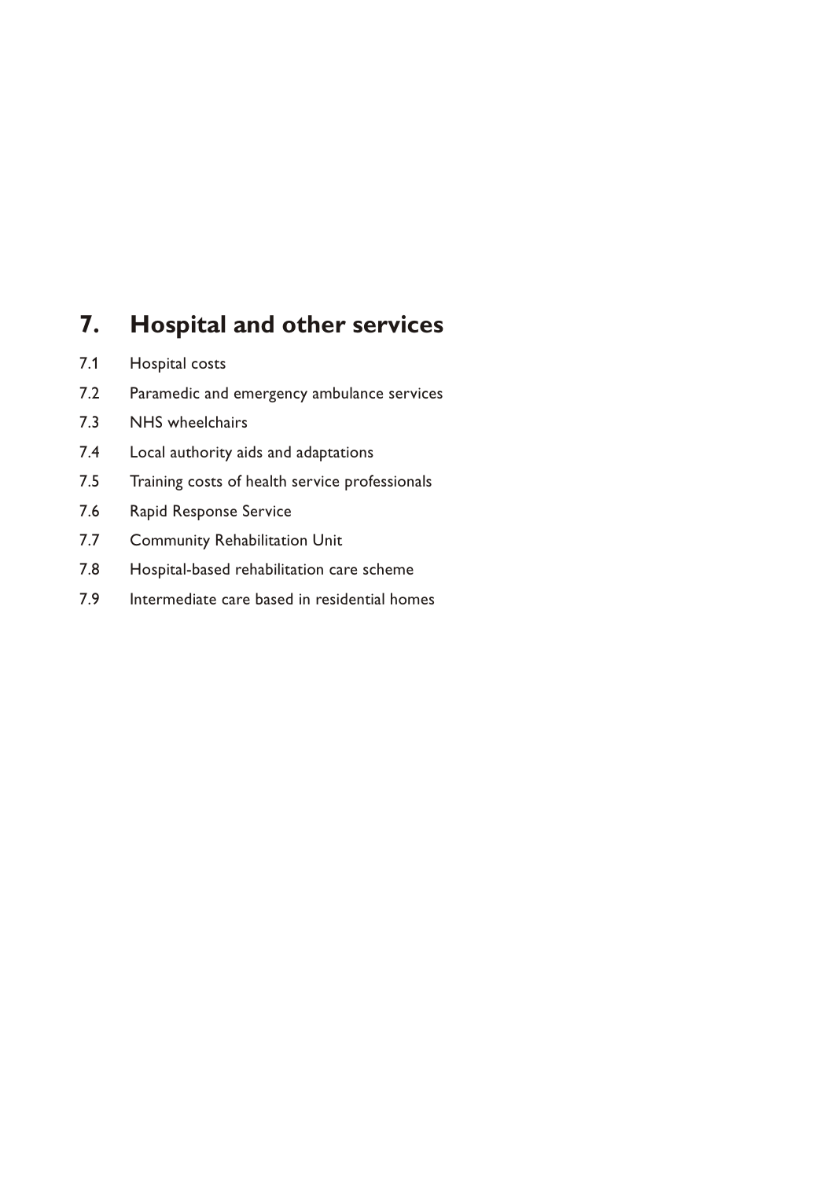# 7. Hospital and other services

7.1 Hospital costs

7.2 Paramedic and emergency ambulance services

7.3 NHS wheelchairs

7.4 Local authority aids and adaptations

7.5 Training costs of health service professionals

7.6 Rapid Response Service

7.7 Community Rehabilitation Unit

7.8 Hospital-based rehabilitation care scheme

7.9 Intermediate care based in residential homes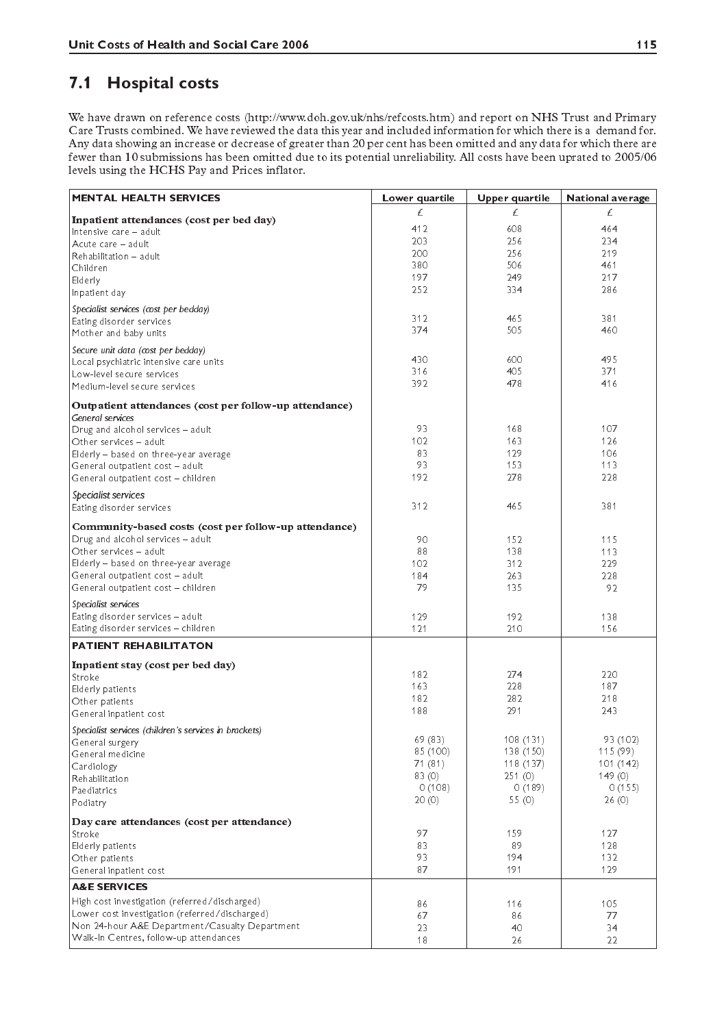## 7.1 Hospital costs

We have drawn on reference costs (http://www.doh.gov.uk/nhs/refcosts.htm) and report on NHS Trust and Primary Care Trusts combined. We have reviewed the data this year and included information for which there is a demand for. Any data showing an increase or decrease of greater than 20 per cent has been omitted and any data for which there are fewer than 10 submissions has been omitted due to its potential unreliability. All costs have been uprated to 2005/06 levels using the HCHS Pay and Prices inflator.

| MENTAL HEALTH SERVICES | Lower quartile | Upper quartile | National average |
|---|---|---|---|
| | £ | £ | £ |
| **Inpatient attendances (cost per bed day)** | | | |
| Intensive care – adult | 412 | 608 | 464 |
| Acute care – adult | 203 | 256 | 234 |
| Rehabilitation – adult | 200 | 256 | 219 |
| Children | 380 | 506 | 461 |
| Elderly | 197 | 249 | 217 |
| Inpatient day | 252 | 334 | 286 |
| *Specialist services (cost per bedday)* | | | |
| Eating disorder services | 312 | 465 | 381 |
| Mother and baby units | 374 | 505 | 460 |
| *Secure unit data (cost per bedday)* | | | |
| Local psychiatric intensive care units | 430 | 600 | 495 |
| Low-level secure services | 316 | 405 | 371 |
| Medium-level secure services | 392 | 478 | 416 |
| **Outpatient attendances (cost per follow-up attendance)** | | | |
| *General services* | | | |
| Drug and alcohol services – adult | 93 | 168 | 107 |
| Other services – adult | 102 | 163 | 126 |
| Elderly – based on three-year average | 83 | 129 | 106 |
| General outpatient cost – adult | 93 | 153 | 113 |
| General outpatient cost – children | 192 | 278 | 228 |
| *Specialist services* | | | |
| Eating disorder services | 312 | 465 | 381 |
| **Community-based costs (cost per follow-up attendance)** | | | |
| Drug and alcohol services – adult | 90 | 152 | 115 |
| Other services – adult | 88 | 138 | 113 |
| Elderly – based on three-year average | 102 | 312 | 229 |
| General outpatient cost – adult | 184 | 263 | 228 |
| General outpatient cost – children | 79 | 135 | 92 |
| *Specialist services* | | | |
| Eating disorder services – adult | 129 | 192 | 138 |
| Eating disorder services – children | 121 | 210 | 156 |
| **PATIENT REHABILITATON** | | | |
| **Inpatient stay (cost per bed day)** | | | |
| Stroke | 182 | 274 | 220 |
| Elderly patients | 163 | 228 | 187 |
| Other patients | 182 | 282 | 218 |
| General inpatient cost | 188 | 291 | 243 |
| *Specialist services (children's services in brackets)* | | | |
| General surgery | 69 (83) | 108 (131) | 93 (102) |
| General medicine | 85 (100) | 138 (150) | 115 (99) |
| Cardiology | 71 (81) | 118 (137) | 101 (142) |
| Rehabilitation | 83 (0) | 251 (0) | 149 (0) |
| Paediatrics | 0 (108) | 0 (189) | 0 (155) |
| Podiatry | 20 (0) | 55 (0) | 26 (0) |
| **Day care attendances (cost per attendance)** | | | |
| Stroke | 97 | 159 | 127 |
| Elderly patients | 83 | 89 | 128 |
| Other patients | 93 | 194 | 132 |
| General inpatient cost | 87 | 191 | 129 |
| **A&E SERVICES** | | | |
| High cost investigation (referred/discharged) | 86 | 116 | 105 |
| Lower cost investigation (referred/discharged) | 67 | 86 | 77 |
| Non 24-hour A&E Department/Casualty Department | 23 | 40 | 34 |
| Walk-In Centres, follow-up attendances | 18 | 26 | 22 |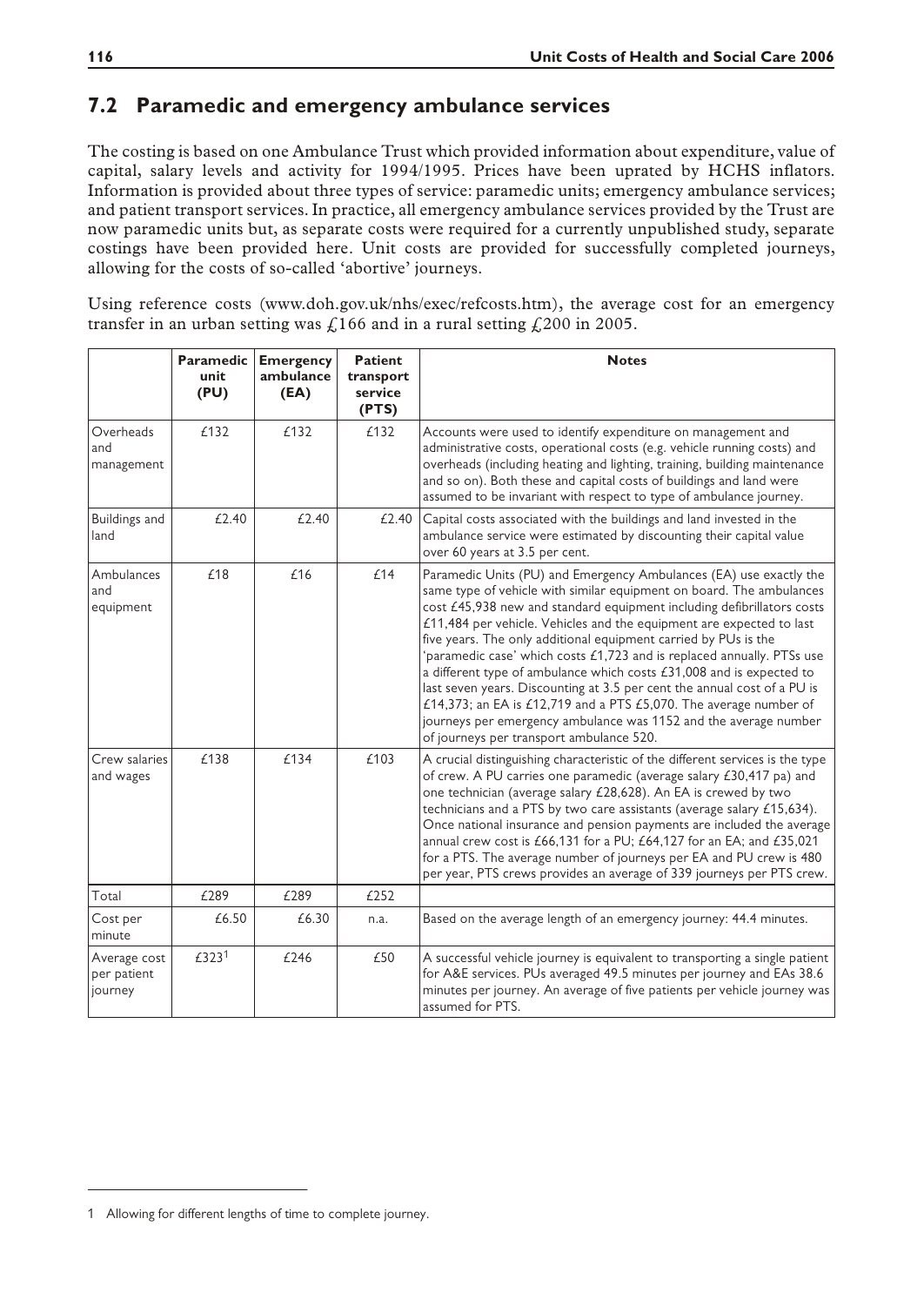## 7.2 Paramedic and emergency ambulance services

The costing is based on one Ambulance Trust which provided information about expenditure, value of capital, salary levels and activity for 1994/1995. Prices have been uprated by HCHS inflators. Information is provided about three types of service: paramedic units; emergency ambulance services; and patient transport services. In practice, all emergency ambulance services provided by the Trust are now paramedic units but, as separate costs were required for a currently unpublished study, separate costings have been provided here. Unit costs are provided for successfully completed journeys, allowing for the costs of so-called 'abortive' journeys.

Using reference costs (www.doh.gov.uk/nhs/exec/refcosts.htm), the average cost for an emergency transfer in an urban setting was £166 and in a rural setting £200 in 2005.

| | Paramedic unit (PU) | Emergency ambulance (EA) | Patient transport service (PTS) | Notes |
|---|---|---|---|---|
| Overheads and management | £132 | £132 | £132 | Accounts were used to identify expenditure on management and administrative costs, operational costs (e.g. vehicle running costs) and overheads (including heating and lighting, training, building maintenance and so on). Both these and capital costs of buildings and land were assumed to be invariant with respect to type of ambulance journey. |
| Buildings and land | £2.40 | £2.40 | £2.40 | Capital costs associated with the buildings and land invested in the ambulance service were estimated by discounting their capital value over 60 years at 3.5 per cent. |
| Ambulances and equipment | £18 | £16 | £14 | Paramedic Units (PU) and Emergency Ambulances (EA) use exactly the same type of vehicle with similar equipment on board. The ambulances cost £45,938 new and standard equipment including defibrillators costs £11,484 per vehicle. Vehicles and the equipment are expected to last five years. The only additional equipment carried by PUs is the 'paramedic case' which costs £1,723 and is replaced annually. PTSs use a different type of ambulance which costs £31,008 and is expected to last seven years. Discounting at 3.5 per cent the annual cost of a PU is £14,373; an EA is £12,719 and a PTS £5,070. The average number of journeys per emergency ambulance was 1152 and the average number of journeys per transport ambulance 520. |
| Crew salaries and wages | £138 | £134 | £103 | A crucial distinguishing characteristic of the different services is the type of crew. A PU carries one paramedic (average salary £30,417 pa) and one technician (average salary £28,628). An EA is crewed by two technicians and a PTS by two care assistants (average salary £15,634). Once national insurance and pension payments are included the average annual crew cost is £66,131 for a PU; £64,127 for an EA; and £35,021 for a PTS. The average number of journeys per EA and PU crew is 480 per year, PTS crews provides an average of 339 journeys per PTS crew. |
| Total | £289 | £289 | £252 | |
| Cost per minute | £6.50 | £6.30 | n.a. | Based on the average length of an emergency journey: 44.4 minutes. |
| Average cost per patient journey | £323[1] | £246 | £50 | A successful vehicle journey is equivalent to transporting a single patient for A&E services. PUs averaged 49.5 minutes per journey and EAs 38.6 minutes per journey. An average of five patients per vehicle journey was assumed for PTS. |

1 Allowing for different lengths of time to complete journey.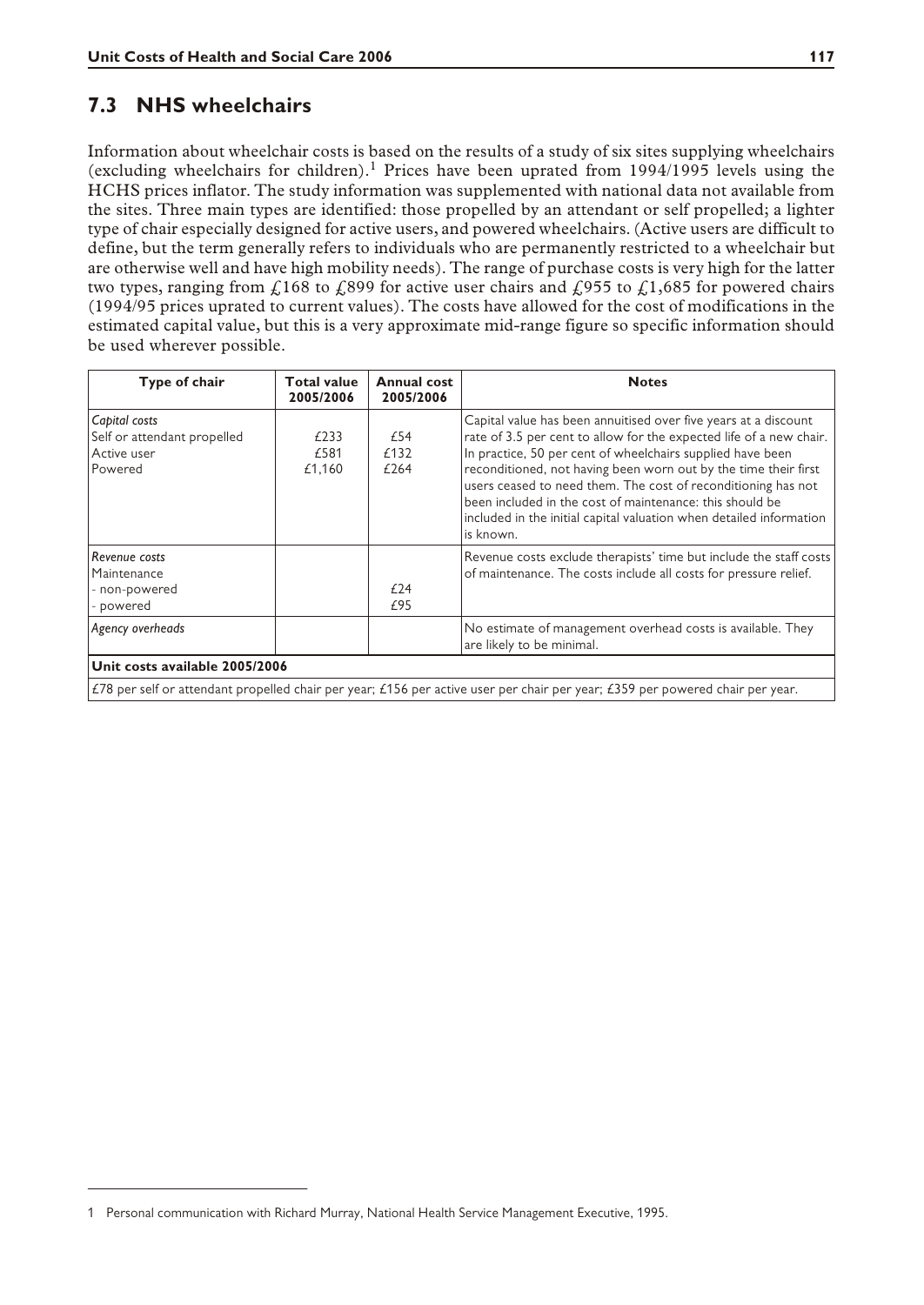## 7.3 NHS wheelchairs

Information about wheelchair costs is based on the results of a study of six sites supplying wheelchairs (excluding wheelchairs for children).[1] Prices have been uprated from 1994/1995 levels using the HCHS prices inflator. The study information was supplemented with national data not available from the sites. Three main types are identified: those propelled by an attendant or self propelled; a lighter type of chair especially designed for active users, and powered wheelchairs. (Active users are difficult to define, but the term generally refers to individuals who are permanently restricted to a wheelchair but are otherwise well and have high mobility needs). The range of purchase costs is very high for the latter two types, ranging from £168 to £899 for active user chairs and £955 to £1,685 for powered chairs (1994/95 prices uprated to current values). The costs have allowed for the cost of modifications in the estimated capital value, but this is a very approximate mid-range figure so specific information should be used wherever possible.

| Type of chair | Total value 2005/2006 | Annual cost 2005/2006 | Notes |
|---|---|---|---|
| *Capital costs*<br>Self or attendant propelled<br>Active user<br>Powered | <br>£233<br>£581<br>£1,160 | <br>£54<br>£132<br>£264 | Capital value has been annuitised over five years at a discount rate of 3.5 per cent to allow for the expected life of a new chair. In practice, 50 per cent of wheelchairs supplied have been reconditioned, not having been worn out by the time their first users ceased to need them. The cost of reconditioning has not been included in the cost of maintenance: this should be included in the initial capital valuation when detailed information is known. |
| *Revenue costs*<br>Maintenance<br>- non-powered<br>- powered | | <br><br>£24<br>£95 | Revenue costs exclude therapists' time but include the staff costs of maintenance. The costs include all costs for pressure relief. |
| *Agency overheads* | | | No estimate of management overhead costs is available. They are likely to be minimal. |
| **Unit costs available 2005/2006** | | | |
| £78 per self or attendant propelled chair per year; £156 per active user per chair per year; £359 per powered chair per year. | | | |

[1] Personal communication with Richard Murray, National Health Service Management Executive, 1995.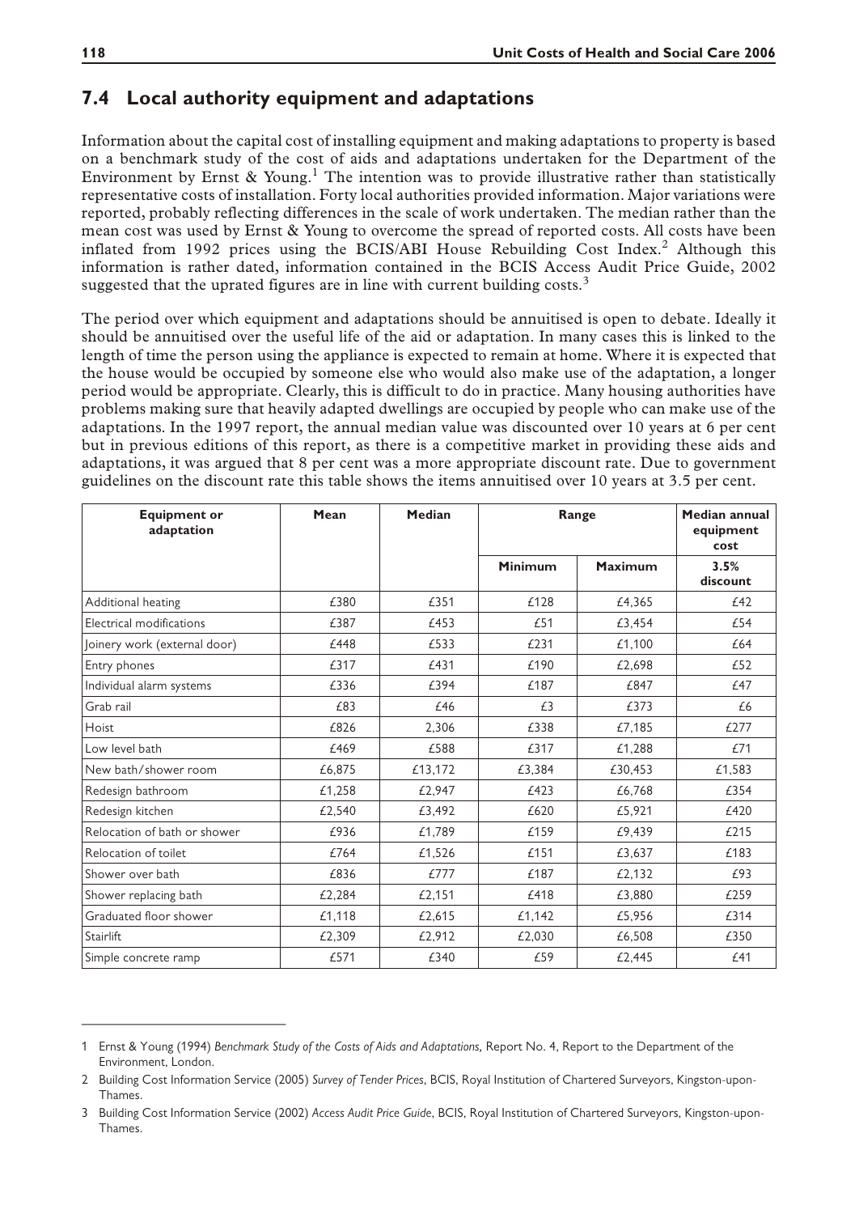## 7.4 Local authority equipment and adaptations

Information about the capital cost of installing equipment and making adaptations to property is based on a benchmark study of the cost of aids and adaptations undertaken for the Department of the Environment by Ernst & Young.[1] The intention was to provide illustrative rather than statistically representative costs of installation. Forty local authorities provided information. Major variations were reported, probably reflecting differences in the scale of work undertaken. The median rather than the mean cost was used by Ernst & Young to overcome the spread of reported costs. All costs have been inflated from 1992 prices using the BCIS/ABI House Rebuilding Cost Index.[2] Although this information is rather dated, information contained in the BCIS Access Audit Price Guide, 2002 suggested that the uprated figures are in line with current building costs.[3]

The period over which equipment and adaptations should be annuitised is open to debate. Ideally it should be annuitised over the useful life of the aid or adaptation. In many cases this is linked to the length of time the person using the appliance is expected to remain at home. Where it is expected that the house would be occupied by someone else who would also make use of the adaptation, a longer period would be appropriate. Clearly, this is difficult to do in practice. Many housing authorities have problems making sure that heavily adapted dwellings are occupied by people who can make use of the adaptations. In the 1997 report, the annual median value was discounted over 10 years at 6 per cent but in previous editions of this report, as there is a competitive market in providing these aids and adaptations, it was argued that 8 per cent was a more appropriate discount rate. Due to government guidelines on the discount rate this table shows the items annuitised over 10 years at 3.5 per cent.

| Equipment or adaptation | Mean | Median | Range | | Median annual equipment cost |
|---|---|---|---|---|---|
| | | | Minimum | Maximum | 3.5% discount |
| Additional heating | £380 | £351 | £128 | £4,365 | £42 |
| Electrical modifications | £387 | £453 | £51 | £3,454 | £54 |
| Joinery work (external door) | £448 | £533 | £231 | £1,100 | £64 |
| Entry phones | £317 | £431 | £190 | £2,698 | £52 |
| Individual alarm systems | £336 | £394 | £187 | £847 | £47 |
| Grab rail | £83 | £46 | £3 | £373 | £6 |
| Hoist | £826 | 2,306 | £338 | £7,185 | £277 |
| Low level bath | £469 | £588 | £317 | £1,288 | £71 |
| New bath/shower room | £6,875 | £13,172 | £3,384 | £30,453 | £1,583 |
| Redesign bathroom | £1,258 | £2,947 | £423 | £6,768 | £354 |
| Redesign kitchen | £2,540 | £3,492 | £620 | £5,921 | £420 |
| Relocation of bath or shower | £936 | £1,789 | £159 | £9,439 | £215 |
| Relocation of toilet | £764 | £1,526 | £151 | £3,637 | £183 |
| Shower over bath | £836 | £777 | £187 | £2,132 | £93 |
| Shower replacing bath | £2,284 | £2,151 | £418 | £3,880 | £259 |
| Graduated floor shower | £1,118 | £2,615 | £1,142 | £5,956 | £314 |
| Stairlift | £2,309 | £2,912 | £2,030 | £6,508 | £350 |
| Simple concrete ramp | £571 | £340 | £59 | £2,445 | £41 |

1 Ernst & Young (1994) *Benchmark Study of the Costs of Aids and Adaptations,* Report No. 4, Report to the Department of the Environment, London.

2 Building Cost Information Service (2005) *Survey of Tender Prices*, BCIS, Royal Institution of Chartered Surveyors, Kingston-upon-Thames.

3 Building Cost Information Service (2002) *Access Audit Price Guide*, BCIS, Royal Institution of Chartered Surveyors, Kingston-upon-Thames.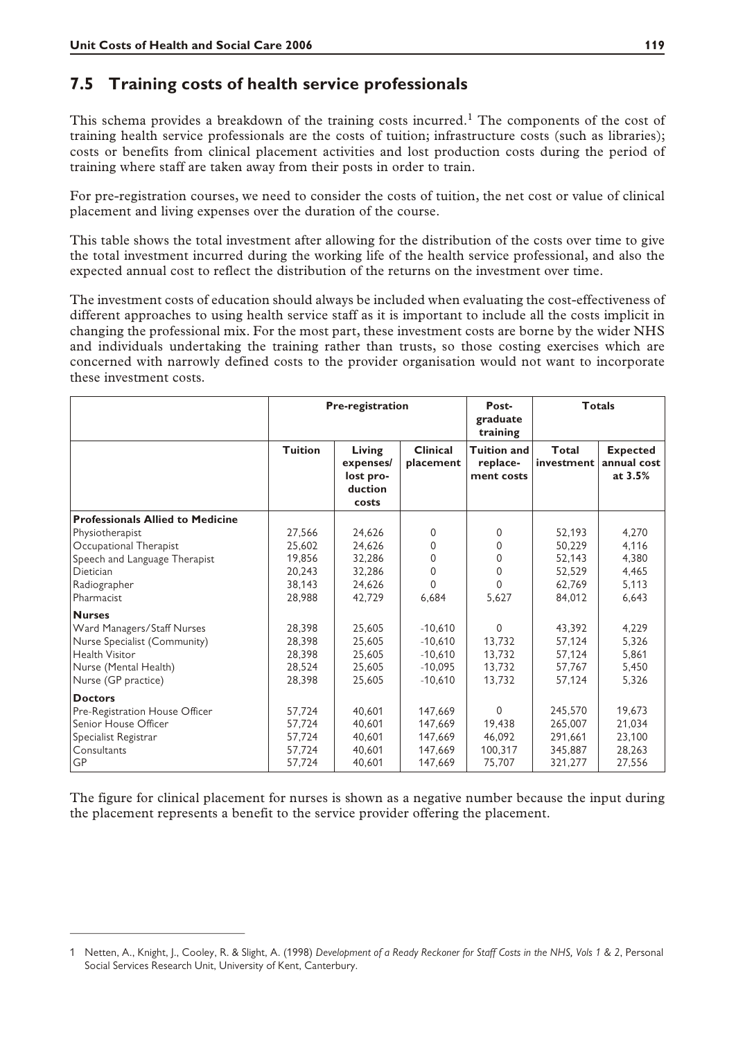## 7.5 Training costs of health service professionals

This schema provides a breakdown of the training costs incurred.[1] The components of the cost of training health service professionals are the costs of tuition; infrastructure costs (such as libraries); costs or benefits from clinical placement activities and lost production costs during the period of training where staff are taken away from their posts in order to train.

For pre-registration courses, we need to consider the costs of tuition, the net cost or value of clinical placement and living expenses over the duration of the course.

This table shows the total investment after allowing for the distribution of the costs over time to give the total investment incurred during the working life of the health service professional, and also the expected annual cost to reflect the distribution of the returns on the investment over time.

The investment costs of education should always be included when evaluating the cost-effectiveness of different approaches to using health service staff as it is important to include all the costs implicit in changing the professional mix. For the most part, these investment costs are borne by the wider NHS and individuals undertaking the training rather than trusts, so those costing exercises which are concerned with narrowly defined costs to the provider organisation would not want to incorporate these investment costs.

| | Pre-registration | | | Post-graduate training | Totals | |
|---|---|---|---|---|---|---|
| | Tuition | Living expenses/ lost production costs | Clinical placement | Tuition and replacement costs | Total investment | Expected annual cost at 3.5% |
| **Professionals Allied to Medicine** | | | | | | |
| Physiotherapist | 27,566 | 24,626 | 0 | 0 | 52,193 | 4,270 |
| Occupational Therapist | 25,602 | 24,626 | 0 | 0 | 50,229 | 4,116 |
| Speech and Language Therapist | 19,856 | 32,286 | 0 | 0 | 52,143 | 4,380 |
| Dietician | 20,243 | 32,286 | 0 | 0 | 52,529 | 4,465 |
| Radiographer | 38,143 | 24,626 | 0 | 0 | 62,769 | 5,113 |
| Pharmacist | 28,988 | 42,729 | 6,684 | 5,627 | 84,012 | 6,643 |
| **Nurses** | | | | | | |
| Ward Managers/Staff Nurses | 28,398 | 25,605 | -10,610 | 0 | 43,392 | 4,229 |
| Nurse Specialist (Community) | 28,398 | 25,605 | -10,610 | 13,732 | 57,124 | 5,326 |
| Health Visitor | 28,398 | 25,605 | -10,610 | 13,732 | 57,124 | 5,861 |
| Nurse (Mental Health) | 28,524 | 25,605 | -10,095 | 13,732 | 57,767 | 5,450 |
| Nurse (GP practice) | 28,398 | 25,605 | -10,610 | 13,732 | 57,124 | 5,326 |
| **Doctors** | | | | | | |
| Pre-Registration House Officer | 57,724 | 40,601 | 147,669 | 0 | 245,570 | 19,673 |
| Senior House Officer | 57,724 | 40,601 | 147,669 | 19,438 | 265,007 | 21,034 |
| Specialist Registrar | 57,724 | 40,601 | 147,669 | 46,092 | 291,661 | 23,100 |
| Consultants | 57,724 | 40,601 | 147,669 | 100,317 | 345,887 | 28,263 |
| GP | 57,724 | 40,601 | 147,669 | 75,707 | 321,277 | 27,556 |

The figure for clinical placement for nurses is shown as a negative number because the input during the placement represents a benefit to the service provider offering the placement.

1 Netten, A., Knight, J., Cooley, R. & Slight, A. (1998) *Development of a Ready Reckoner for Staff Costs in the NHS, Vols 1 & 2*, Personal Social Services Research Unit, University of Kent, Canterbury.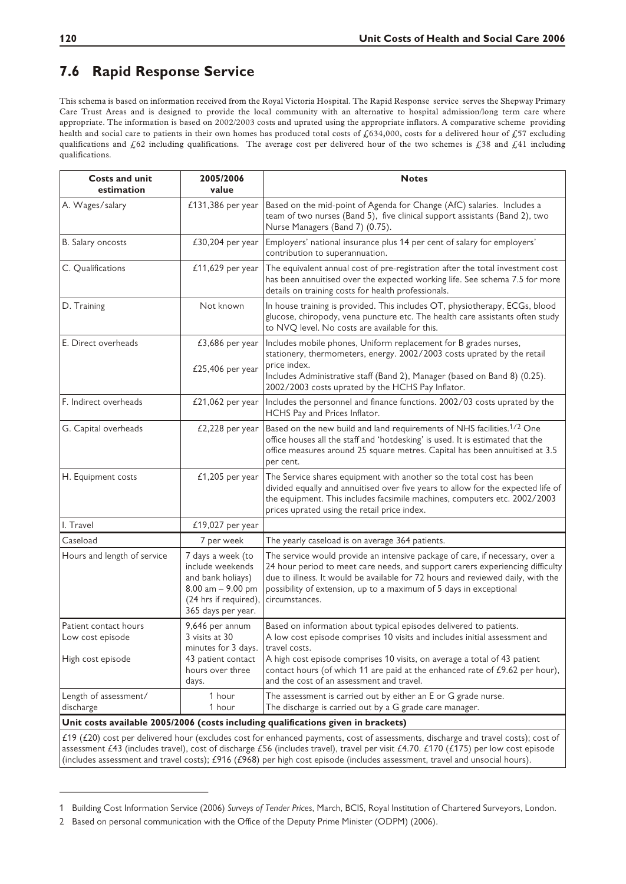## 7.6 Rapid Response Service

This schema is based on information received from the Royal Victoria Hospital. The Rapid Response service serves the Shepway Primary Care Trust Areas and is designed to provide the local community with an alternative to hospital admission/long term care where appropriate. The information is based on 2002/2003 costs and uprated using the appropriate inflators. A comparative scheme providing health and social care to patients in their own homes has produced total costs of £634,000, costs for a delivered hour of £57 excluding qualifications and £62 including qualifications. The average cost per delivered hour of the two schemes is £38 and £41 including qualifications.

| Costs and unit estimation | 2005/2006 value | Notes |
|---|---|---|
| A. Wages/salary | £131,386 per year | Based on the mid-point of Agenda for Change (AfC) salaries. Includes a team of two nurses (Band 5), five clinical support assistants (Band 2), two Nurse Managers (Band 7) (0.75). |
| B. Salary oncosts | £30,204 per year | Employers' national insurance plus 14 per cent of salary for employers' contribution to superannuation. |
| C. Qualifications | £11,629 per year | The equivalent annual cost of pre-registration after the total investment cost has been annuitised over the expected working life. See schema 7.5 for more details on training costs for health professionals. |
| D. Training | Not known | In house training is provided. This includes OT, physiotherapy, ECGs, blood glucose, chiropody, vena puncture etc. The health care assistants often study to NVQ level. No costs are available for this. |
| E. Direct overheads | £3,686 per year<br><br>£25,406 per year | Includes mobile phones, Uniform replacement for B grades nurses, stationery, thermometers, energy. 2002/2003 costs uprated by the retail price index.<br>Includes Administrative staff (Band 2), Manager (based on Band 8) (0.25). 2002/2003 costs uprated by the HCHS Pay Inflator. |
| F. Indirect overheads | £21,062 per year | Includes the personnel and finance functions. 2002/03 costs uprated by the HCHS Pay and Prices Inflator. |
| G. Capital overheads | £2,228 per year | Based on the new build and land requirements of NHS facilities.[1,2] One office houses all the staff and 'hotdesking' is used. It is estimated that the office measures around 25 square metres. Capital has been annuitised at 3.5 per cent. |
| H. Equipment costs | £1,205 per year | The Service shares equipment with another so the total cost has been divided equally and annuitised over five years to allow for the expected life of the equipment. This includes facsimile machines, computers etc. 2002/2003 prices uprated using the retail price index. |
| I. Travel | £19,027 per year | |
| Caseload | 7 per week | The yearly caseload is on average 364 patients. |
| Hours and length of service | 7 days a week (to include weekends and bank holiays) 8.00 am – 9.00 pm (24 hrs if required), 365 days per year. | The service would provide an intensive package of care, if necessary, over a 24 hour period to meet care needs, and support carers experiencing difficulty due to illness. It would be available for 72 hours and reviewed daily, with the possibility of extension, up to a maximum of 5 days in exceptional circumstances. |
| Patient contact hours<br>Low cost episode<br><br>High cost episode | 9,646 per annum<br>3 visits at 30 minutes for 3 days.<br>43 patient contact hours over three days. | Based on information about typical episodes delivered to patients.<br>A low cost episode comprises 10 visits and includes initial assessment and travel costs.<br>A high cost episode comprises 10 visits, on average a total of 43 patient contact hours (of which 11 are paid at the enhanced rate of £9.62 per hour), and the cost of an assessment and travel. |
| Length of assessment/<br>discharge | 1 hour<br>1 hour | The assessment is carried out by either an E or G grade nurse.<br>The discharge is carried out by a G grade care manager. |

**Unit costs available 2005/2006 (costs including qualifications given in brackets)**

£19 (£20) cost per delivered hour (excludes cost for enhanced payments, cost of assessments, discharge and travel costs); cost of assessment £43 (includes travel), cost of discharge £56 (includes travel), travel per visit £4.70. £170 (£175) per low cost episode (includes assessment and travel costs); £916 (£968) per high cost episode (includes assessment, travel and unsocial hours).

1 Building Cost Information Service (2006) *Surveys of Tender Prices*, March, BCIS, Royal Institution of Chartered Surveyors, London.

2 Based on personal communication with the Office of the Deputy Prime Minister (ODPM) (2006).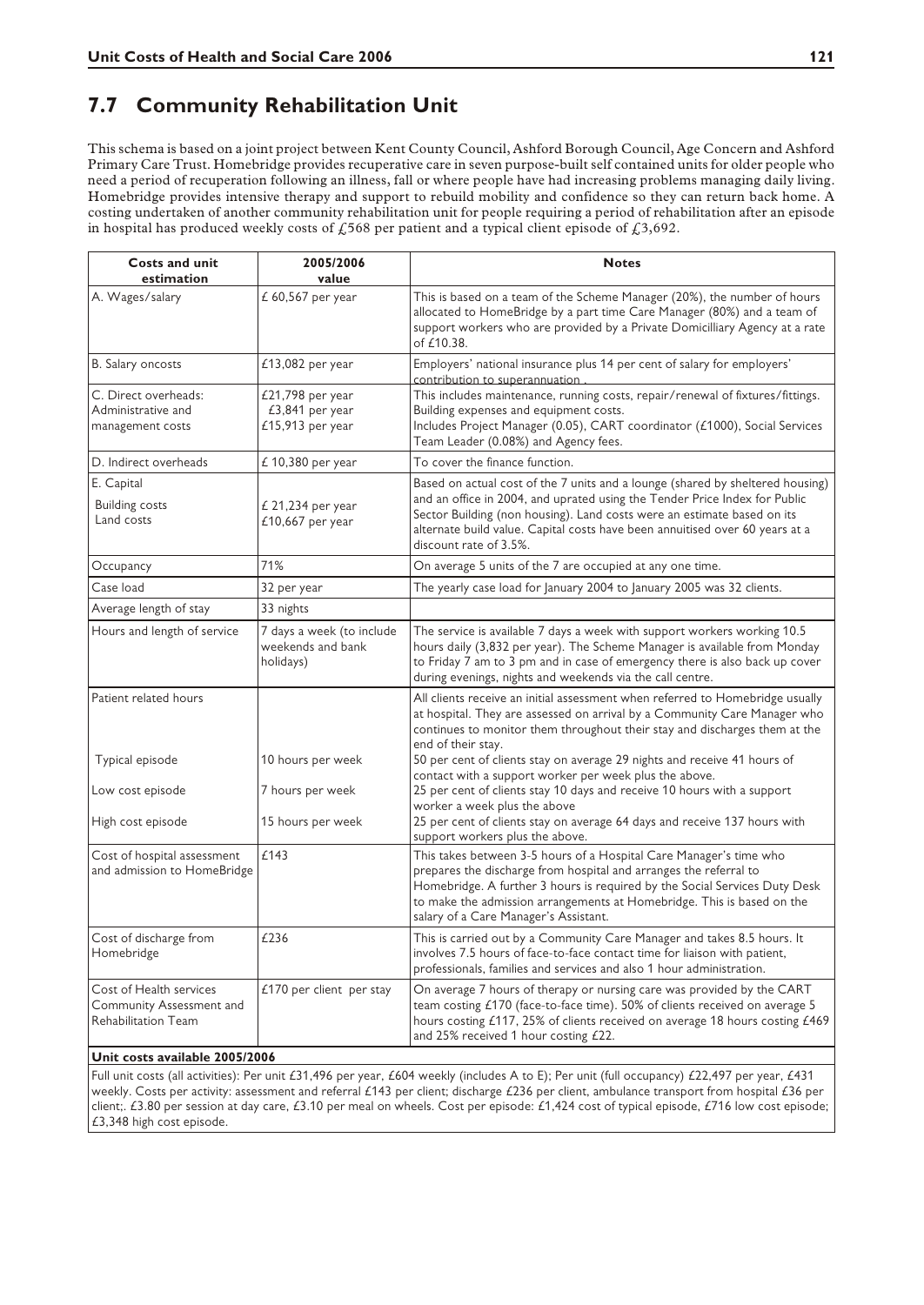## 7.7 Community Rehabilitation Unit

This schema is based on a joint project between Kent County Council, Ashford Borough Council, Age Concern and Ashford Primary Care Trust. Homebridge provides recuperative care in seven purpose-built self contained units for older people who need a period of recuperation following an illness, fall or where people have had increasing problems managing daily living. Homebridge provides intensive therapy and support to rebuild mobility and confidence so they can return back home. A costing undertaken of another community rehabilitation unit for people requiring a period of rehabilitation after an episode in hospital has produced weekly costs of £568 per patient and a typical client episode of £3,692.

| Costs and unit estimation | 2005/2006 value | Notes |
|---|---|---|
| A. Wages/salary | £ 60,567 per year | This is based on a team of the Scheme Manager (20%), the number of hours allocated to HomeBridge by a part time Care Manager (80%) and a team of support workers who are provided by a Private Domicilliary Agency at a rate of £10.38. |
| B. Salary oncosts | £13,082 per year | Employers' national insurance plus 14 per cent of salary for employers' contribution to superannuation . |
| C. Direct overheads:<br>Administrative and management costs | £21,798 per year<br>£3,841 per year<br>£15,913 per year | This includes maintenance, running costs, repair/renewal of fixtures/fittings. Building expenses and equipment costs.<br>Includes Project Manager (0.05), CART coordinator (£1000), Social Services Team Leader (0.08%) and Agency fees. |
| D. Indirect overheads | £ 10,380 per year | To cover the finance function. |
| E. Capital<br>Building costs<br>Land costs | <br>£ 21,234 per year<br>£10,667 per year | Based on actual cost of the 7 units and a lounge (shared by sheltered housing) and an office in 2004, and uprated using the Tender Price Index for Public Sector Building (non housing). Land costs were an estimate based on its alternate build value. Capital costs have been annuitised over 60 years at a discount rate of 3.5%. |
| Occupancy | 71% | On average 5 units of the 7 are occupied at any one time. |
| Case load | 32 per year | The yearly case load for January 2004 to January 2005 was 32 clients. |
| Average length of stay | 33 nights | |
| Hours and length of service | 7 days a week (to include weekends and bank holidays) | The service is available 7 days a week with support workers working 10.5 hours daily (3,832 per year). The Scheme Manager is available from Monday to Friday 7 am to 3 pm and in case of emergency there is also back up cover during evenings, nights and weekends via the call centre. |
| Patient related hours<br><br>Typical episode<br><br>Low cost episode<br><br>High cost episode | <br><br>10 hours per week<br><br>7 hours per week<br><br>15 hours per week | All clients receive an initial assessment when referred to Homebridge usually at hospital. They are assessed on arrival by a Community Care Manager who continues to monitor them throughout their stay and discharges them at the end of their stay.<br>50 per cent of clients stay on average 29 nights and receive 41 hours of contact with a support worker per week plus the above.<br>25 per cent of clients stay 10 days and receive 10 hours with a support worker a week plus the above<br>25 per cent of clients stay on average 64 days and receive 137 hours with support workers plus the above. |
| Cost of hospital assessment and admission to HomeBridge | £143 | This takes between 3-5 hours of a Hospital Care Manager's time who prepares the discharge from hospital and arranges the referral to Homebridge. A further 3 hours is required by the Social Services Duty Desk to make the admission arrangements at Homebridge. This is based on the salary of a Care Manager's Assistant. |
| Cost of discharge from Homebridge | £236 | This is carried out by a Community Care Manager and takes 8.5 hours. It involves 7.5 hours of face-to-face contact time for liaison with patient, professionals, families and services and also 1 hour administration. |
| Cost of Health services Community Assessment and Rehabilitation Team | £170 per client per stay | On average 7 hours of therapy or nursing care was provided by the CART team costing £170 (face-to-face time). 50% of clients received on average 5 hours costing £117, 25% of clients received on average 18 hours costing £469 and 25% received 1 hour costing £22. |

**Unit costs available 2005/2006**

Full unit costs (all activities): Per unit £31,496 per year, £604 weekly (includes A to E); Per unit (full occupancy) £22,497 per year, £431 weekly. Costs per activity: assessment and referral £143 per client; discharge £236 per client, ambulance transport from hospital £36 per client;. £3.80 per session at day care, £3.10 per meal on wheels. Cost per episode: £1,424 cost of typical episode, £716 low cost episode; £3,348 high cost episode.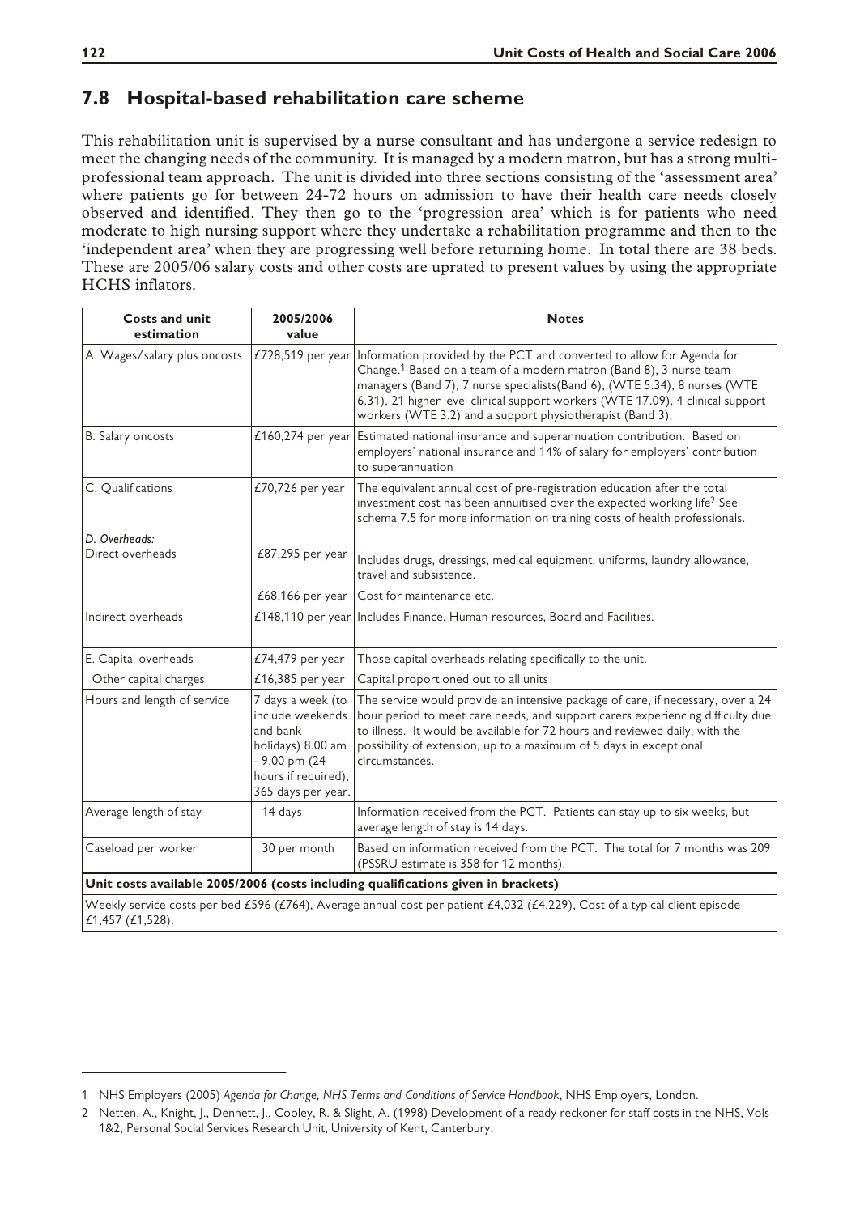## 7.8 Hospital-based rehabilitation care scheme

This rehabilitation unit is supervised by a nurse consultant and has undergone a service redesign to meet the changing needs of the community. It is managed by a modern matron, but has a strong multi-professional team approach. The unit is divided into three sections consisting of the 'assessment area' where patients go for between 24-72 hours on admission to have their health care needs closely observed and identified. They then go to the 'progression area' which is for patients who need moderate to high nursing support where they undertake a rehabilitation programme and then to the 'independent area' when they are progressing well before returning home. In total there are 38 beds. These are 2005/06 salary costs and other costs are uprated to present values by using the appropriate HCHS inflators.

| Costs and unit estimation | 2005/2006 value | Notes |
|---|---|---|
| A. Wages/salary plus oncosts | £728,519 per year | Information provided by the PCT and converted to allow for Agenda for Change.[1] Based on a team of a modern matron (Band 8), 3 nurse team managers (Band 7), 7 nurse specialists(Band 6), (WTE 5.34), 8 nurses (WTE 6.31), 21 higher level clinical support workers (WTE 17.09), 4 clinical support workers (WTE 3.2) and a support physiotherapist (Band 3). |
| B. Salary oncosts | £160,274 per year | Estimated national insurance and superannuation contribution. Based on employers' national insurance and 14% of salary for employers' contribution to superannuation |
| C. Qualifications | £70,726 per year | The equivalent annual cost of pre-registration education after the total investment cost has been annuitised over the expected working life[2] See schema 7.5 for more information on training costs of health professionals. |
| *D. Overheads:* Direct overheads | £87,295 per year | Includes drugs, dressings, medical equipment, uniforms, laundry allowance, travel and subsistence. |
| | £68,166 per year | Cost for maintenance etc. |
| Indirect overheads | £148,110 per year | Includes Finance, Human resources, Board and Facilities. |
| E. Capital overheads | £74,479 per year | Those capital overheads relating specifically to the unit. |
| Other capital charges | £16,385 per year | Capital proportioned out to all units |
| Hours and length of service | 7 days a week (to include weekends and bank holidays) 8.00 am - 9.00 pm (24 hours if required), 365 days per year. | The service would provide an intensive package of care, if necessary, over a 24 hour period to meet care needs, and support carers experiencing difficulty due to illness. It would be available for 72 hours and reviewed daily, with the possibility of extension, up to a maximum of 5 days in exceptional circumstances. |
| Average length of stay | 14 days | Information received from the PCT. Patients can stay up to six weeks, but average length of stay is 14 days. |
| Caseload per worker | 30 per month | Based on information received from the PCT. The total for 7 months was 209 (PSSRU estimate is 358 for 12 months). |
| **Unit costs available 2005/2006 (costs including qualifications given in brackets)** | | |
| Weekly service costs per bed £596 (£764), Average annual cost per patient £4,032 (£4,229), Cost of a typical client episode £1,457 (£1,528). | | |

1 NHS Employers (2005) *Agenda for Change, NHS Terms and Conditions of Service Handbook*, NHS Employers, London.

2 Netten, A., Knight, J., Dennett, J., Cooley, R. & Slight, A. (1998) Development of a ready reckoner for staff costs in the NHS, Vols 1&2, Personal Social Services Research Unit, University of Kent, Canterbury.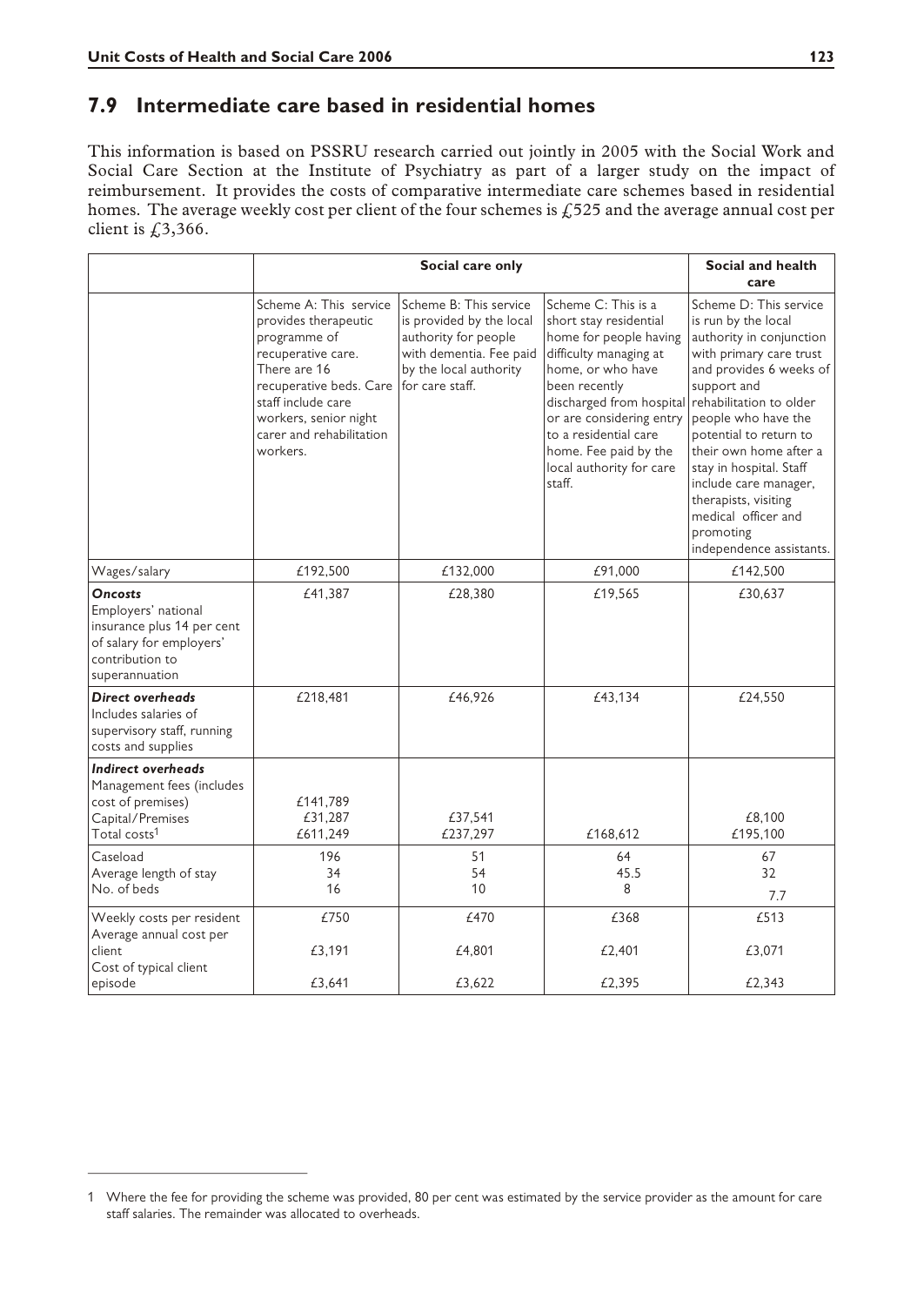## 7.9 Intermediate care based in residential homes

This information is based on PSSRU research carried out jointly in 2005 with the Social Work and Social Care Section at the Institute of Psychiatry as part of a larger study on the impact of reimbursement. It provides the costs of comparative intermediate care schemes based in residential homes. The average weekly cost per client of the four schemes is £525 and the average annual cost per client is £3,366.

| | **Social care only** | | | **Social and health care** |
|---|---|---|---|---|
| | Scheme A: This service provides therapeutic programme of recuperative care. There are 16 recuperative beds. Care staff include care workers, senior night carer and rehabilitation workers. | Scheme B: This service is provided by the local authority for people with dementia. Fee paid by the local authority for care staff. | Scheme C: This is a short stay residential home for people having difficulty managing at home, or who have been recently discharged from hospital or are considering entry to a residential care home. Fee paid by the local authority for care staff. | Scheme D: This service is run by the local authority in conjunction with primary care trust and provides 6 weeks of support and rehabilitation to older people who have the potential to return to their own home after a stay in hospital. Staff include care manager, therapists, visiting medical officer and promoting independence assistants. |
| Wages/salary | £192,500 | £132,000 | £91,000 | £142,500 |
| ***Oncosts*** Employers' national insurance plus 14 per cent of salary for employers' contribution to superannuation | £41,387 | £28,380 | £19,565 | £30,637 |
| ***Direct overheads*** Includes salaries of supervisory staff, running costs and supplies | £218,481 | £46,926 | £43,134 | £24,550 |
| ***Indirect overheads*** | | | | |
| Management fees (includes cost of premises) | £141,789 | | | |
| Capital/Premises | £31,287 | £37,541 | | £8,100 |
| Total costs[1] | £611,249 | £237,297 | £168,612 | £195,100 |
| Caseload | 196 | 51 | 64 | 67 |
| Average length of stay | 34 | 54 | 45.5 | 32 |
| No. of beds | 16 | 10 | 8 | 7.7 |
| Weekly costs per resident | £750 | £470 | £368 | £513 |
| Average annual cost per client | £3,191 | £4,801 | £2,401 | £3,071 |
| Cost of typical client episode | £3,641 | £3,622 | £2,395 | £2,343 |

1 Where the fee for providing the scheme was provided, 80 per cent was estimated by the service provider as the amount for care staff salaries. The remainder was allocated to overheads.